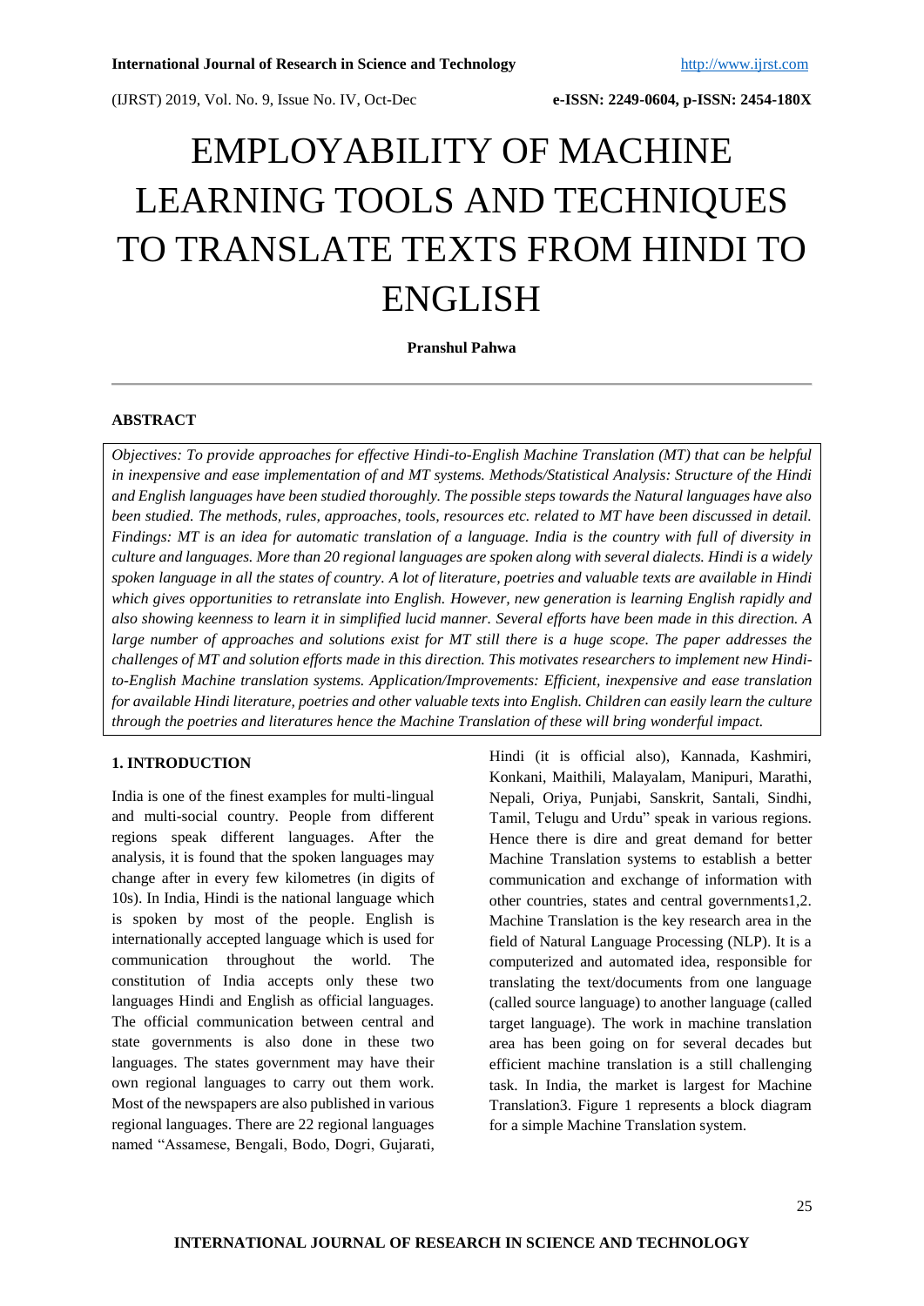# EMPLOYABILITY OF MACHINE LEARNING TOOLS AND TECHNIQUES TO TRANSLATE TEXTS FROM HINDI TO ENGLISH

**Pranshul Pahwa**

---

## ABSTRACT

*Objectives: To provide approaches for effective Hindi-to-English Machine Translation (MT) that can be helpful in inexpensive and ease implementation of and MT systems. Methods/Statistical Analysis: Structure of the Hindi and English languages have been studied thoroughly. The possible steps towards the Natural languages have also been studied. The methods, rules, approaches, tools, resources etc. related to MT have been discussed in detail. Findings: MT is an idea for automatic translation of a language. India is the country with full of diversity in culture and languages. More than 20 regional languages are spoken along with several dialects. Hindi is a widely spoken language in all the states of country. A lot of literature, poetries and valuable texts are available in Hindi which gives opportunities to retranslate into English. However, new generation is learning English rapidly and also showing keenness to learn it in simplified lucid manner. Several efforts have been made in this direction. A large number of approaches and solutions exist for MT still there is a huge scope. The paper addresses the challenges of MT and solution efforts made in this direction. This motivates researchers to implement new Hindi-to-English Machine translation systems. Application/Improvements: Efficient, inexpensive and ease translation for available Hindi literature, poetries and other valuable texts into English. Children can easily learn the culture through the poetries and literatures hence the Machine Translation of these will bring wonderful impact.*

## 1. INTRODUCTION

India is one of the finest examples for multi-lingual and multi-social country. People from different regions speak different languages. After the analysis, it is found that the spoken languages may change after in every few kilometres (in digits of 10s). In India, Hindi is the national language which is spoken by most of the people. English is internationally accepted language which is used for communication throughout the world. The constitution of India accepts only these two languages Hindi and English as official languages. The official communication between central and state governments is also done in these two languages. The states government may have their own regional languages to carry out them work. Most of the newspapers are also published in various regional languages. There are 22 regional languages named "Assamese, Bengali, Bodo, Dogri, Gujarati, Hindi (it is official also), Kannada, Kashmiri, Konkani, Maithili, Malayalam, Manipuri, Marathi, Nepali, Oriya, Punjabi, Sanskrit, Santali, Sindhi, Tamil, Telugu and Urdu" speak in various regions. Hence there is dire and great demand for better Machine Translation systems to establish a better communication and exchange of information with other countries, states and central governments[1,2]. Machine Translation is the key research area in the field of Natural Language Processing (NLP). It is a computerized and automated idea, responsible for translating the text/documents from one language (called source language) to another language (called target language). The work in machine translation area has been going on for several decades but efficient machine translation is a still challenging task. In India, the market is largest for Machine Translation[3]. Figure 1 represents a block diagram for a simple Machine Translation system.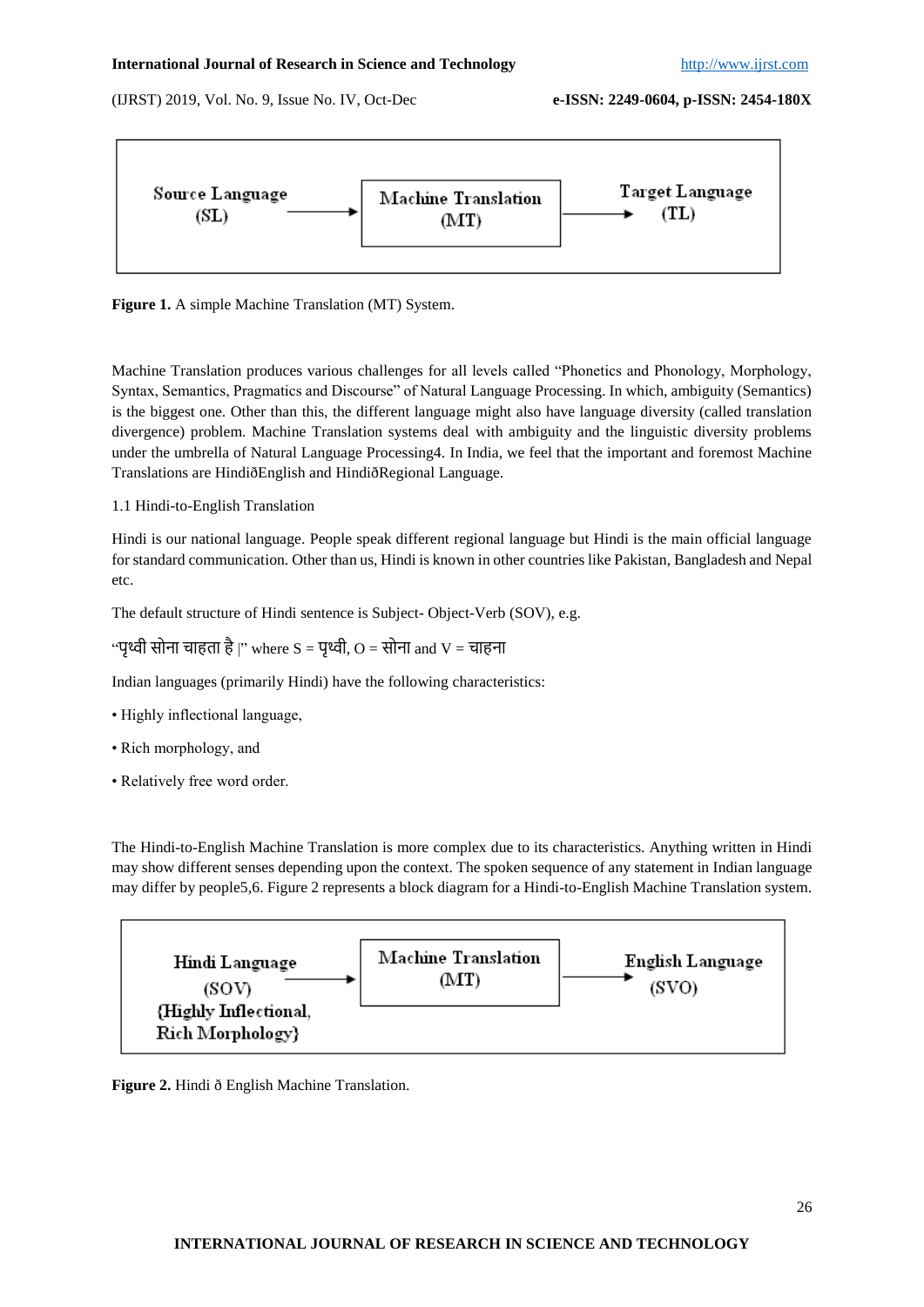Source Language (SL) → Machine Translation (MT) → Target Language (TL)

**Figure 1.** A simple Machine Translation (MT) System.

Machine Translation produces various challenges for all levels called "Phonetics and Phonology, Morphology, Syntax, Semantics, Pragmatics and Discourse" of Natural Language Processing. In which, ambiguity (Semantics) is the biggest one. Other than this, the different language might also have language diversity (called translation divergence) problem. Machine Translation systems deal with ambiguity and the linguistic diversity problems under the umbrella of Natural Language Processing4. In India, we feel that the important and foremost Machine Translations are HindiðEnglish and HindiðRegional Language.

1.1 Hindi-to-English Translation

Hindi is our national language. People speak different regional language but Hindi is the main official language for standard communication. Other than us, Hindi is known in other countries like Pakistan, Bangladesh and Nepal etc.

The default structure of Hindi sentence is Subject- Object-Verb (SOV), e.g.

"पृथ्वी सोना चाहता है ।" where S = पृथ्वी, O = सोना and V = चाहना

Indian languages (primarily Hindi) have the following characteristics:

- Highly inflectional language,
- Rich morphology, and
- Relatively free word order.

The Hindi-to-English Machine Translation is more complex due to its characteristics. Anything written in Hindi may show different senses depending upon the context. The spoken sequence of any statement in Indian language may differ by people5,6. Figure 2 represents a block diagram for a Hindi-to-English Machine Translation system.

Hindi Language (SOV) {Highly Inflectional, Rich Morphology} → Machine Translation (MT) → English Language (SVO)

**Figure 2.** Hindi ð English Machine Translation.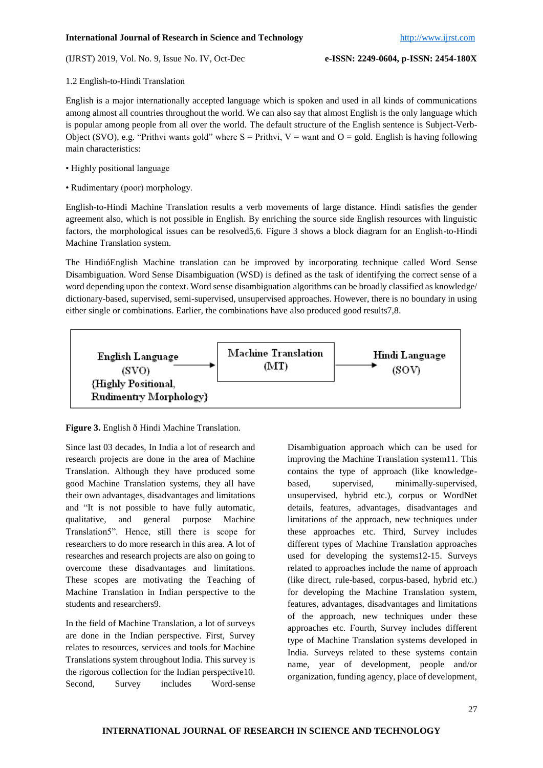1.2 English-to-Hindi Translation

English is a major internationally accepted language which is spoken and used in all kinds of communications among almost all countries throughout the world. We can also say that almost English is the only language which is popular among people from all over the world. The default structure of the English sentence is Subject-Verb-Object (SVO), e.g. "Prithvi wants gold" where S = Prithvi, V = want and O = gold. English is having following main characteristics:

- Highly positional language
- Rudimentary (poor) morphology.

English-to-Hindi Machine Translation results a verb movements of large distance. Hindi satisfies the gender agreement also, which is not possible in English. By enriching the source side English resources with linguistic factors, the morphological issues can be resolved[5,6]. Figure 3 shows a block diagram for an English-to-Hindi Machine Translation system.

The HindióEnglish Machine translation can be improved by incorporating technique called Word Sense Disambiguation. Word Sense Disambiguation (WSD) is defined as the task of identifying the correct sense of a word depending upon the context. Word sense disambiguation algorithms can be broadly classified as knowledge/ dictionary-based, supervised, semi-supervised, unsupervised approaches. However, there is no boundary in using either single or combinations. Earlier, the combinations have also produced good results[7,8].

English Language
(SVO)
{Highly Positional,
Rudimentry Morphology}

Machine Translation
(MT)

Hindi Language
(SOV)

**Figure 3.** English ð Hindi Machine Translation.

Since last 03 decades, In India a lot of research and research projects are done in the area of Machine Translation. Although they have produced some good Machine Translation systems, they all have their own advantages, disadvantages and limitations and "It is not possible to have fully automatic, qualitative, and general purpose Machine Translation[5]". Hence, still there is scope for researchers to do more research in this area. A lot of researches and research projects are also on going to overcome these disadvantages and limitations. These scopes are motivating the Teaching of Machine Translation in Indian perspective to the students and researchers[9].

In the field of Machine Translation, a lot of surveys are done in the Indian perspective. First, Survey relates to resources, services and tools for Machine Translations system throughout India. This survey is the rigorous collection for the Indian perspective[10]. Second, Survey includes Word-sense Disambiguation approach which can be used for improving the Machine Translation system[11]. This contains the type of approach (like knowledge-based, supervised, minimally-supervised, unsupervised, hybrid etc.), corpus or WordNet details, features, advantages, disadvantages and limitations of the approach, new techniques under these approaches etc. Third, Survey includes different types of Machine Translation approaches used for developing the systems[12-15]. Surveys related to approaches include the name of approach (like direct, rule-based, corpus-based, hybrid etc.) for developing the Machine Translation system, features, advantages, disadvantages and limitations of the approach, new techniques under these approaches etc. Fourth, Survey includes different type of Machine Translation systems developed in India. Surveys related to these systems contain name, year of development, people and/or organization, funding agency, place of development,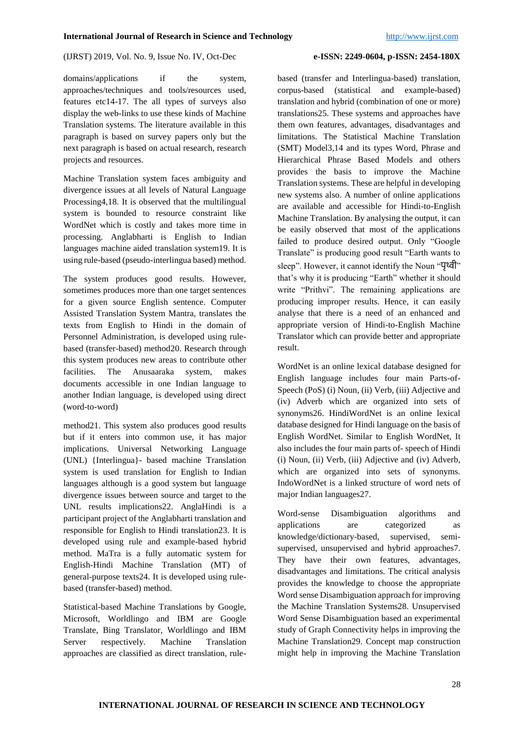domains/applications if the system, approaches/techniques and tools/resources used, features etc14-17. The all types of surveys also display the web-links to use these kinds of Machine Translation systems. The literature available in this paragraph is based on survey papers only but the next paragraph is based on actual research, research projects and resources.

Machine Translation system faces ambiguity and divergence issues at all levels of Natural Language Processing4,18. It is observed that the multilingual system is bounded to resource constraint like WordNet which is costly and takes more time in processing. Anglabharti is English to Indian languages machine aided translation system19. It is using rule-based (pseudo-interlingua based) method.

The system produces good results. However, sometimes produces more than one target sentences for a given source English sentence. Computer Assisted Translation System Mantra, translates the texts from English to Hindi in the domain of Personnel Administration, is developed using rule-based (transfer-based) method20. Research through this system produces new areas to contribute other facilities. The Anusaaraka system, makes documents accessible in one Indian language to another Indian language, is developed using direct (word-to-word)

method21. This system also produces good results but if it enters into common use, it has major implications. Universal Networking Language (UNL) {Interlingua}- based machine Translation system is used translation for English to Indian languages although is a good system but language divergence issues between source and target to the UNL results implications22. AnglaHindi is a participant project of the Anglabharti translation and responsible for English to Hindi translation23. It is developed using rule and example-based hybrid method. MaTra is a fully automatic system for English-Hindi Machine Translation (MT) of general-purpose texts24. It is developed using rule-based (transfer-based) method.

Statistical-based Machine Translations by Google, Microsoft, Worldlingo and IBM are Google Translate, Bing Translator, Worldlingo and IBM Server respectively. Machine Translation approaches are classified as direct translation, rule-based (transfer and Interlingua-based) translation, corpus-based (statistical and example-based) translation and hybrid (combination of one or more) translations25. These systems and approaches have them own features, advantages, disadvantages and limitations. The Statistical Machine Translation (SMT) Model3,14 and its types Word, Phrase and Hierarchical Phrase Based Models and others provides the basis to improve the Machine Translation systems. These are helpful in developing new systems also. A number of online applications are available and accessible for Hindi-to-English Machine Translation. By analysing the output, it can be easily observed that most of the applications failed to produce desired output. Only "Google Translate" is producing good result "Earth wants to sleep". However, it cannot identify the Noun "पृथ्वी" that's why it is producing "Earth" whether it should write "Prithvi". The remaining applications are producing improper results. Hence, it can easily analyse that there is a need of an enhanced and appropriate version of Hindi-to-English Machine Translator which can provide better and appropriate result.

WordNet is an online lexical database designed for English language includes four main Parts-of-Speech (PoS) (i) Noun, (ii) Verb, (iii) Adjective and (iv) Adverb which are organized into sets of synonyms26. HindiWordNet is an online lexical database designed for Hindi language on the basis of English WordNet. Similar to English WordNet, It also includes the four main parts of- speech of Hindi (i) Noun, (ii) Verb, (iii) Adjective and (iv) Adverb, which are organized into sets of synonyms. IndoWordNet is a linked structure of word nets of major Indian languages27.

Word-sense Disambiguation algorithms and applications are categorized as knowledge/dictionary-based, supervised, semi-supervised, unsupervised and hybrid approaches7. They have their own features, advantages, disadvantages and limitations. The critical analysis provides the knowledge to choose the appropriate Word sense Disambiguation approach for improving the Machine Translation Systems28. Unsupervised Word Sense Disambiguation based an experimental study of Graph Connectivity helps in improving the Machine Translation29. Concept map construction might help in improving the Machine Translation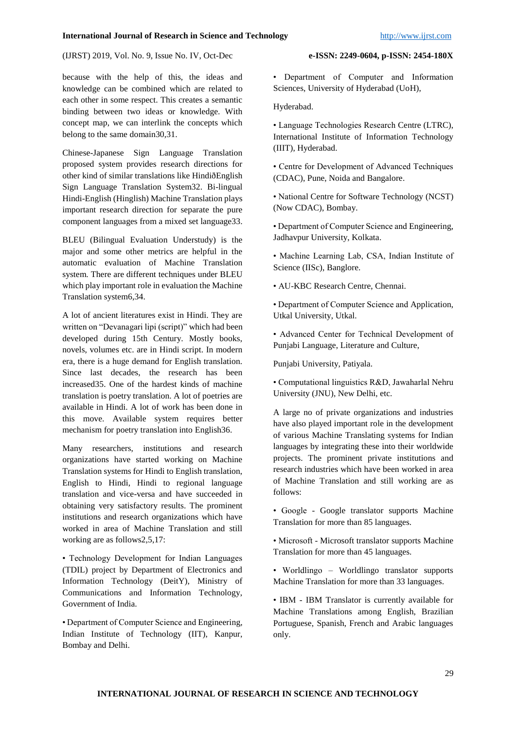because with the help of this, the ideas and knowledge can be combined which are related to each other in some respect. This creates a semantic binding between two ideas or knowledge. With concept map, we can interlink the concepts which belong to the same domain30,31.

Chinese-Japanese Sign Language Translation proposed system provides research directions for other kind of similar translations like HindiðEnglish Sign Language Translation System32. Bi-lingual Hindi-English (Hinglish) Machine Translation plays important research direction for separate the pure component languages from a mixed set language33.

BLEU (Bilingual Evaluation Understudy) is the major and some other metrics are helpful in the automatic evaluation of Machine Translation system. There are different techniques under BLEU which play important role in evaluation the Machine Translation system6,34.

A lot of ancient literatures exist in Hindi. They are written on "Devanagari lipi (script)" which had been developed during 15th Century. Mostly books, novels, volumes etc. are in Hindi script. In modern era, there is a huge demand for English translation. Since last decades, the research has been increased35. One of the hardest kinds of machine translation is poetry translation. A lot of poetries are available in Hindi. A lot of work has been done in this move. Available system requires better mechanism for poetry translation into English36.

Many researchers, institutions and research organizations have started working on Machine Translation systems for Hindi to English translation, English to Hindi, Hindi to regional language translation and vice-versa and have succeeded in obtaining very satisfactory results. The prominent institutions and research organizations which have worked in area of Machine Translation and still working are as follows2,5,17:

- Technology Development for Indian Languages (TDIL) project by Department of Electronics and Information Technology (DeitY), Ministry of Communications and Information Technology, Government of India.
- Department of Computer Science and Engineering, Indian Institute of Technology (IIT), Kanpur, Bombay and Delhi.
- Department of Computer and Information Sciences, University of Hyderabad (UoH),

Hyderabad.

- Language Technologies Research Centre (LTRC), International Institute of Information Technology (IIIT), Hyderabad.
- Centre for Development of Advanced Techniques (CDAC), Pune, Noida and Bangalore.
- National Centre for Software Technology (NCST) (Now CDAC), Bombay.
- Department of Computer Science and Engineering, Jadhavpur University, Kolkata.
- Machine Learning Lab, CSA, Indian Institute of Science (IISc), Banglore.
- AU-KBC Research Centre, Chennai.
- Department of Computer Science and Application, Utkal University, Utkal.
- Advanced Center for Technical Development of Punjabi Language, Literature and Culture,

Punjabi University, Patiyala.

- Computational linguistics R&D, Jawaharlal Nehru University (JNU), New Delhi, etc.

A large no of private organizations and industries have also played important role in the development of various Machine Translating systems for Indian languages by integrating these into their worldwide projects. The prominent private institutions and research industries which have been worked in area of Machine Translation and still working are as follows:

- Google - Google translator supports Machine Translation for more than 85 languages.
- Microsoft - Microsoft translator supports Machine Translation for more than 45 languages.
- Worldlingo – Worldlingo translator supports Machine Translation for more than 33 languages.
- IBM - IBM Translator is currently available for Machine Translations among English, Brazilian Portuguese, Spanish, French and Arabic languages only.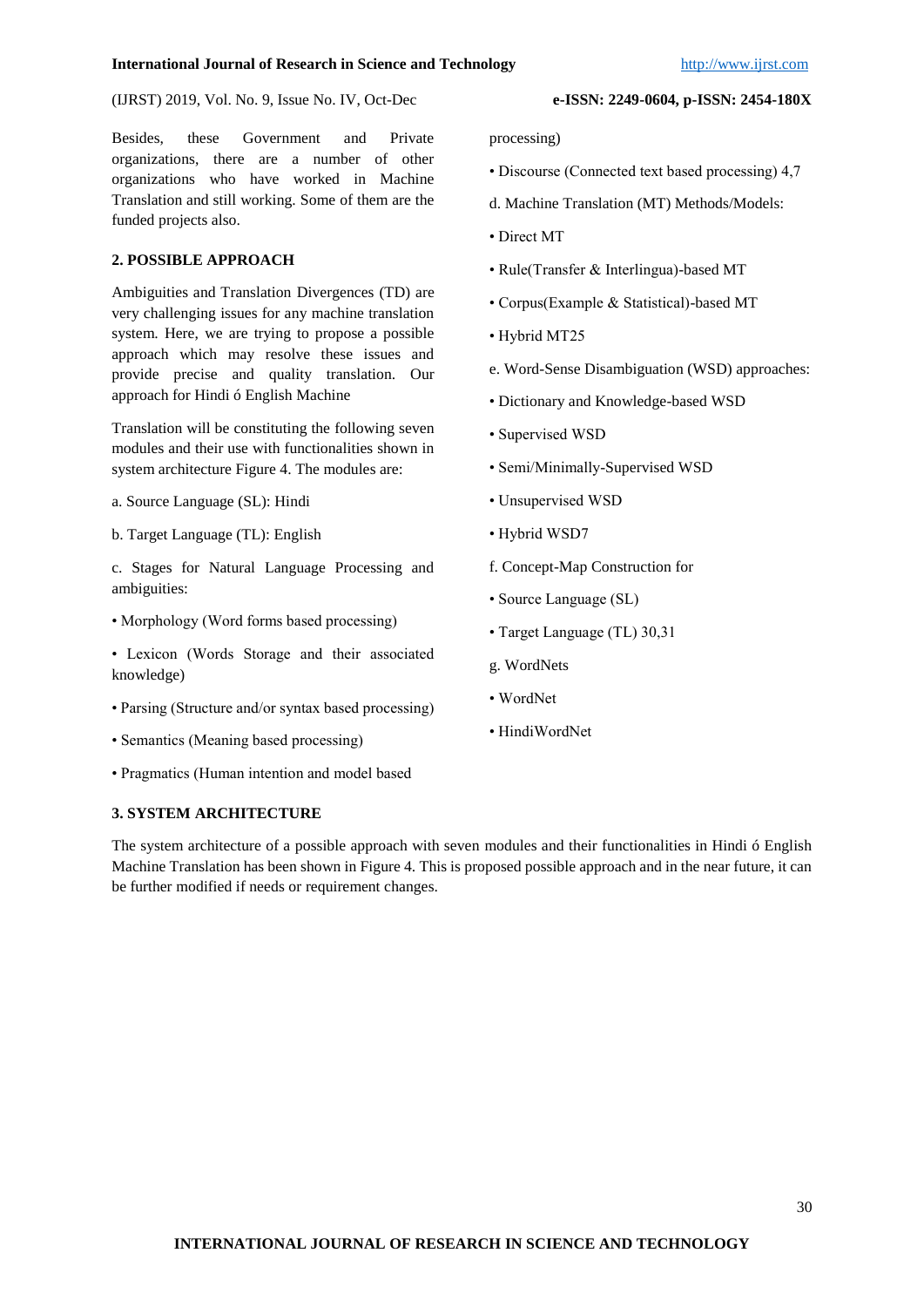Besides, these Government and Private organizations, there are a number of other organizations who have worked in Machine Translation and still working. Some of them are the funded projects also.

## 2. POSSIBLE APPROACH

Ambiguities and Translation Divergences (TD) are very challenging issues for any machine translation system. Here, we are trying to propose a possible approach which may resolve these issues and provide precise and quality translation. Our approach for Hindi ó English Machine

Translation will be constituting the following seven modules and their use with functionalities shown in system architecture Figure 4. The modules are:

a. Source Language (SL): Hindi

b. Target Language (TL): English

c. Stages for Natural Language Processing and ambiguities:

- Morphology (Word forms based processing)
- Lexicon (Words Storage and their associated knowledge)
- Parsing (Structure and/or syntax based processing)
- Semantics (Meaning based processing)
- Pragmatics (Human intention and model based processing)
- Discourse (Connected text based processing) 4,7

d. Machine Translation (MT) Methods/Models:

- Direct MT
- Rule(Transfer & Interlingua)-based MT
- Corpus(Example & Statistical)-based MT
- Hybrid MT25

e. Word-Sense Disambiguation (WSD) approaches:

- Dictionary and Knowledge-based WSD
- Supervised WSD
- Semi/Minimally-Supervised WSD
- Unsupervised WSD
- Hybrid WSD7

f. Concept-Map Construction for

- Source Language (SL)
- Target Language (TL) 30,31

g. WordNets

- WordNet
- HindiWordNet

## 3. SYSTEM ARCHITECTURE

The system architecture of a possible approach with seven modules and their functionalities in Hindi ó English Machine Translation has been shown in Figure 4. This is proposed possible approach and in the near future, it can be further modified if needs or requirement changes.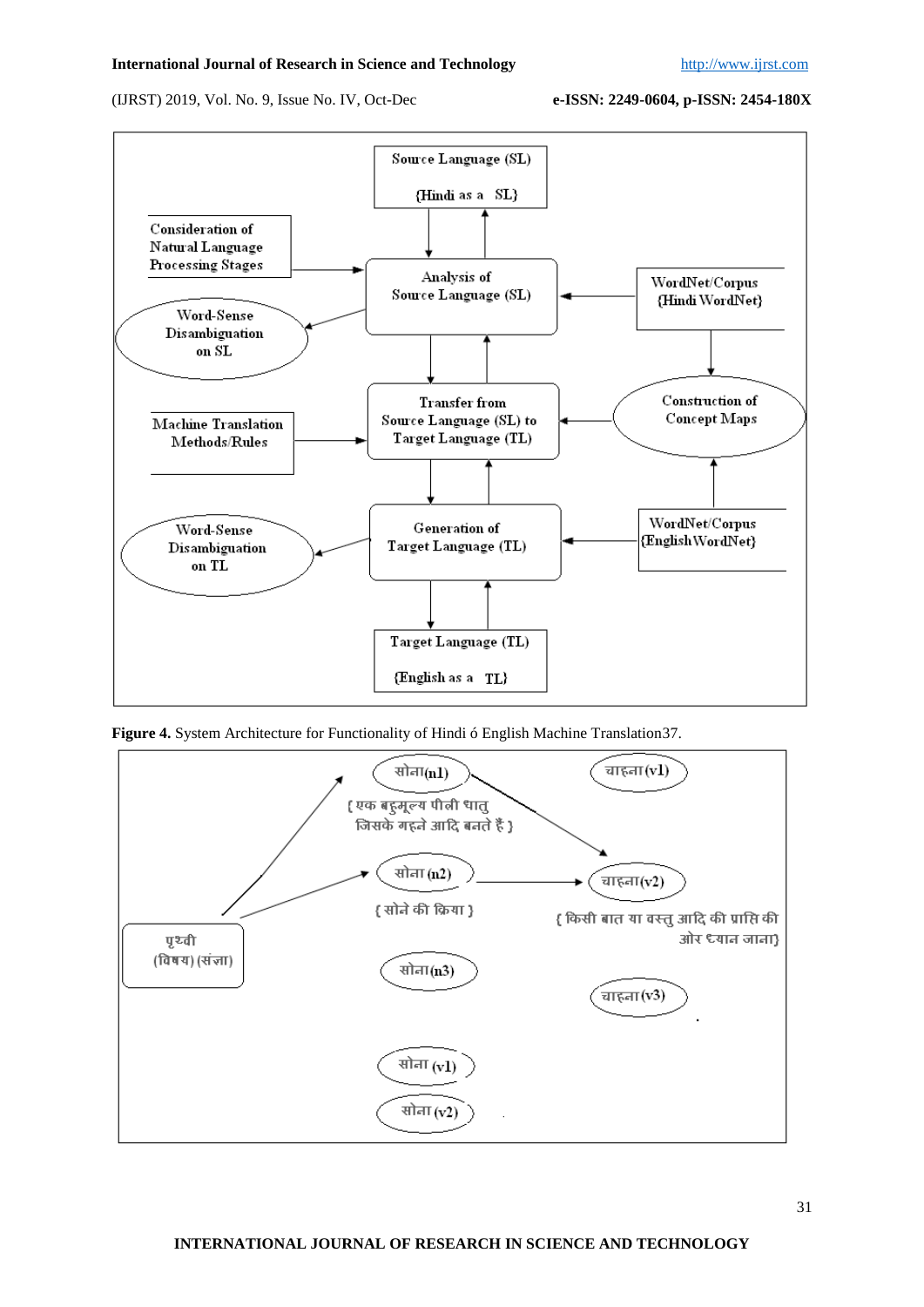Source Language (SL)

{Hindi as a SL}

Consideration of Natural Language Processing Stages

Analysis of Source Language (SL)

WordNet/Corpus {Hindi WordNet}

Word-Sense Disambiguation on SL

Transfer from Source Language (SL) to Target Language (TL)

Machine Translation Methods/Rules

Construction of Concept Maps

Generation of Target Language (TL)

Word-Sense Disambiguation on TL

WordNet/Corpus {English WordNet}

Target Language (TL)

{English as a TL}

**Figure 4.** System Architecture for Functionality of Hindi ó English Machine Translation37.

सोना(n1)

{ एक बहुमूल्य पीली धातु जिसके गहने आदि बनते हैं }

चाहना(v1)

सोना (n2)

{ सोने की क्रिया }

चाहना(v2)

{ किसी बात या वस्तु आदि की प्राप्ति की ओर ध्यान जाना}

पृथ्वी (विषय) (संज्ञा)

सोना(n3)

चाहना(v3)

सोना (v1)

सोना (v2)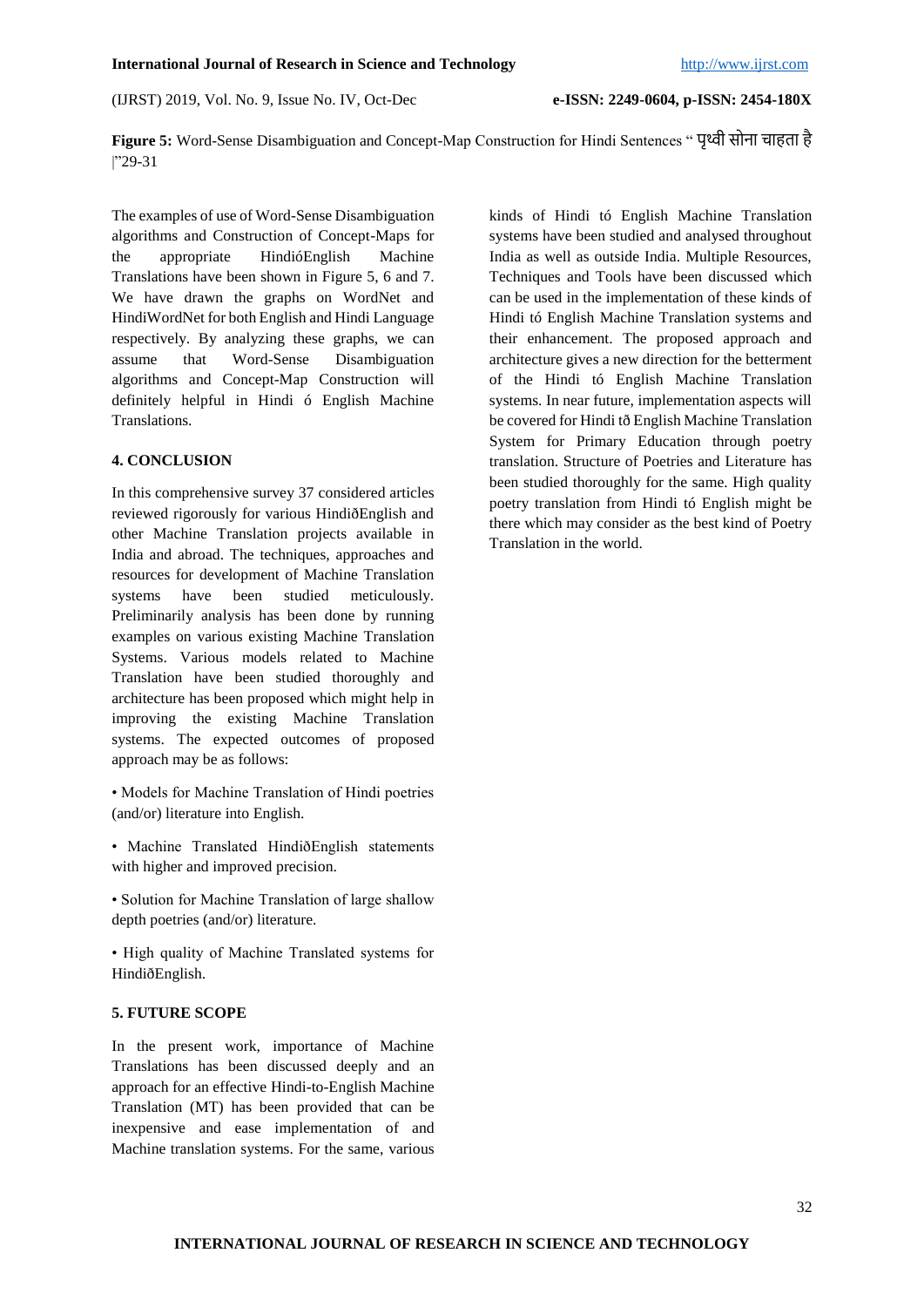**Figure 5:** Word-Sense Disambiguation and Concept-Map Construction for Hindi Sentences " पृथ्वी सोना चाहता है।"29-31

The examples of use of Word-Sense Disambiguation algorithms and Construction of Concept-Maps for the appropriate HindióEnglish Machine Translations have been shown in Figure 5, 6 and 7. We have drawn the graphs on WordNet and HindiWordNet for both English and Hindi Language respectively. By analyzing these graphs, we can assume that Word-Sense Disambiguation algorithms and Concept-Map Construction will definitely helpful in Hindi ó English Machine Translations.

## 4. CONCLUSION

In this comprehensive survey 37 considered articles reviewed rigorously for various HindiðEnglish and other Machine Translation projects available in India and abroad. The techniques, approaches and resources for development of Machine Translation systems have been studied meticulously. Preliminarily analysis has been done by running examples on various existing Machine Translation Systems. Various models related to Machine Translation have been studied thoroughly and architecture has been proposed which might help in improving the existing Machine Translation systems. The expected outcomes of proposed approach may be as follows:

- Models for Machine Translation of Hindi poetries (and/or) literature into English.
- Machine Translated HindiðEnglish statements with higher and improved precision.
- Solution for Machine Translation of large shallow depth poetries (and/or) literature.
- High quality of Machine Translated systems for HindiðEnglish.

## 5. FUTURE SCOPE

In the present work, importance of Machine Translations has been discussed deeply and an approach for an effective Hindi-to-English Machine Translation (MT) has been provided that can be inexpensive and ease implementation of and Machine translation systems. For the same, various kinds of Hindi tó English Machine Translation systems have been studied and analysed throughout India as well as outside India. Multiple Resources, Techniques and Tools have been discussed which can be used in the implementation of these kinds of Hindi tó English Machine Translation systems and their enhancement. The proposed approach and architecture gives a new direction for the betterment of the Hindi tó English Machine Translation systems. In near future, implementation aspects will be covered for Hindi tð English Machine Translation System for Primary Education through poetry translation. Structure of Poetries and Literature has been studied thoroughly for the same. High quality poetry translation from Hindi tó English might be there which may consider as the best kind of Poetry Translation in the world.